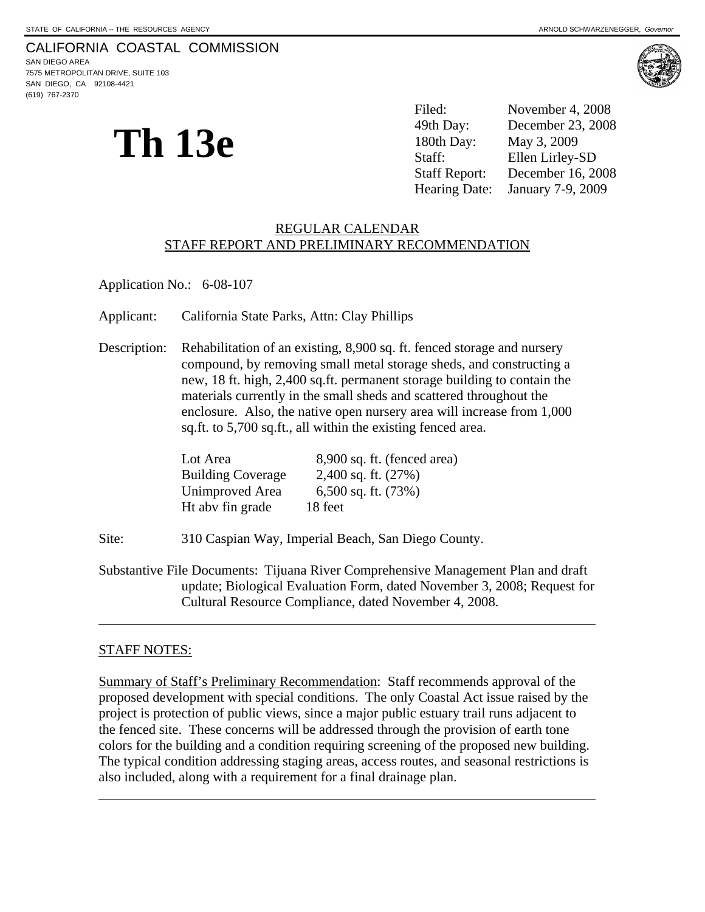STATE OF CALIFORNIA -- THE RESOURCES AGENCY ARNOLD SCHWARZENEGGER, *Governor*

CALIFORNIA COASTAL COMMISSION
SAN DIEGO AREA
7575 METROPOLITAN DRIVE, SUITE 103
SAN DIEGO, CA 92108-4421
(619) 767-2370

# Th 13e

| | |
|---|---|
| Filed: | November 4, 2008 |
| 49th Day: | December 23, 2008 |
| 180th Day: | May 3, 2009 |
| Staff: | Ellen Lirley-SD |
| Staff Report: | December 16, 2008 |
| Hearing Date: | January 7-9, 2009 |

REGULAR CALENDAR
STAFF REPORT AND PRELIMINARY RECOMMENDATION

Application No.: 6-08-107

Applicant: California State Parks, Attn: Clay Phillips

Description: Rehabilitation of an existing, 8,900 sq. ft. fenced storage and nursery compound, by removing small metal storage sheds, and constructing a new, 18 ft. high, 2,400 sq.ft. permanent storage building to contain the materials currently in the small sheds and scattered throughout the enclosure. Also, the native open nursery area will increase from 1,000 sq.ft. to 5,700 sq.ft., all within the existing fenced area.

| | |
|---|---|
| Lot Area | 8,900 sq. ft. (fenced area) |
| Building Coverage | 2,400 sq. ft. (27%) |
| Unimproved Area | 6,500 sq. ft. (73%) |
| Ht abv fin grade | 18 feet |

Site: 310 Caspian Way, Imperial Beach, San Diego County.

Substantive File Documents: Tijuana River Comprehensive Management Plan and draft update; Biological Evaluation Form, dated November 3, 2008; Request for Cultural Resource Compliance, dated November 4, 2008.

---

STAFF NOTES:

Summary of Staff's Preliminary Recommendation: Staff recommends approval of the proposed development with special conditions. The only Coastal Act issue raised by the project is protection of public views, since a major public estuary trail runs adjacent to the fenced site. These concerns will be addressed through the provision of earth tone colors for the building and a condition requiring screening of the proposed new building. The typical condition addressing staging areas, access routes, and seasonal restrictions is also included, along with a requirement for a final drainage plan.

---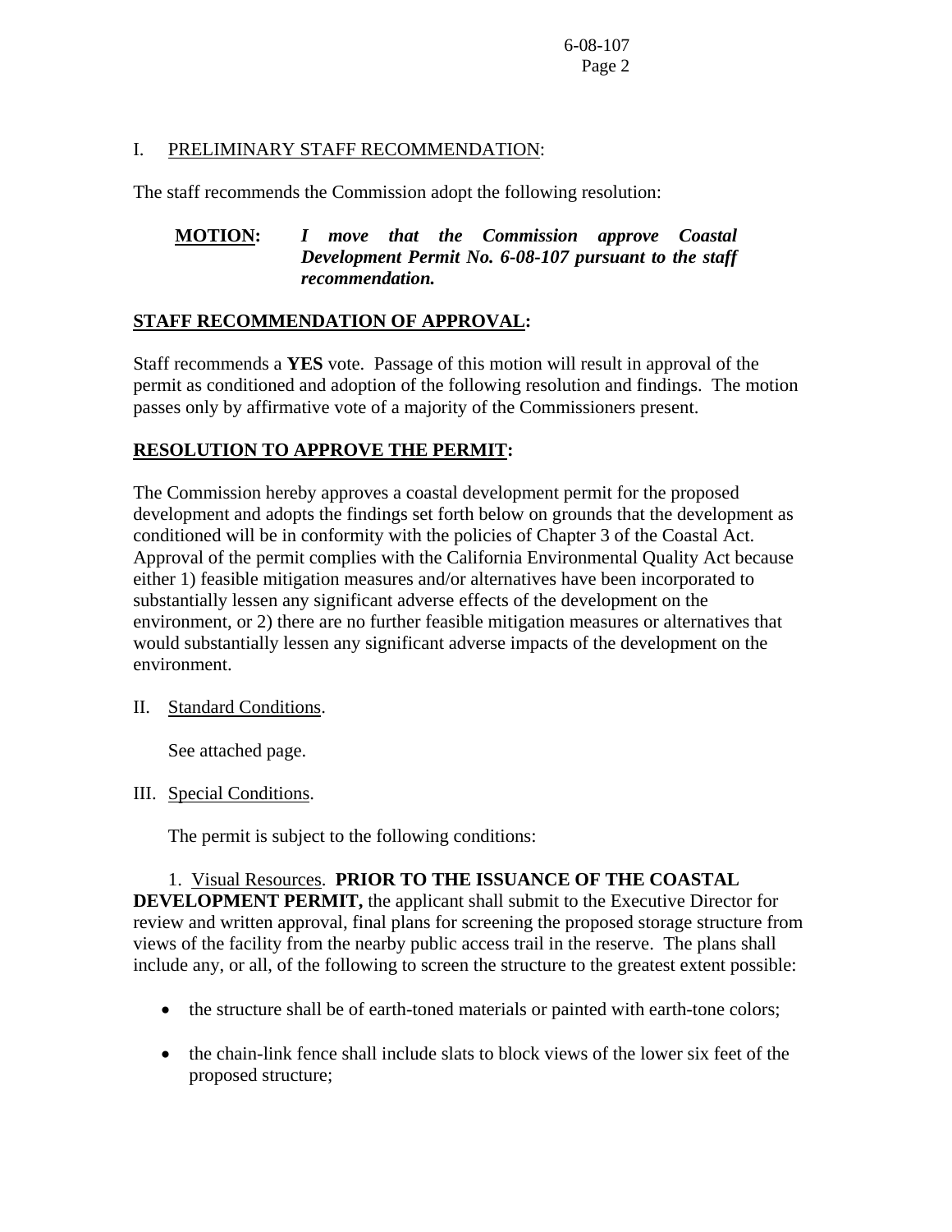I. PRELIMINARY STAFF RECOMMENDATION:

The staff recommends the Commission adopt the following resolution:

**MOTION:** ***I move that the Commission approve Coastal Development Permit No. 6-08-107 pursuant to the staff recommendation.***

**STAFF RECOMMENDATION OF APPROVAL:**

Staff recommends a **YES** vote. Passage of this motion will result in approval of the permit as conditioned and adoption of the following resolution and findings. The motion passes only by affirmative vote of a majority of the Commissioners present.

**RESOLUTION TO APPROVE THE PERMIT:**

The Commission hereby approves a coastal development permit for the proposed development and adopts the findings set forth below on grounds that the development as conditioned will be in conformity with the policies of Chapter 3 of the Coastal Act. Approval of the permit complies with the California Environmental Quality Act because either 1) feasible mitigation measures and/or alternatives have been incorporated to substantially lessen any significant adverse effects of the development on the environment, or 2) there are no further feasible mitigation measures or alternatives that would substantially lessen any significant adverse impacts of the development on the environment.

II. Standard Conditions.

See attached page.

III. Special Conditions.

The permit is subject to the following conditions:

1. Visual Resources. **PRIOR TO THE ISSUANCE OF THE COASTAL DEVELOPMENT PERMIT,** the applicant shall submit to the Executive Director for review and written approval, final plans for screening the proposed storage structure from views of the facility from the nearby public access trail in the reserve. The plans shall include any, or all, of the following to screen the structure to the greatest extent possible:

- the structure shall be of earth-toned materials or painted with earth-tone colors;
- the chain-link fence shall include slats to block views of the lower six feet of the proposed structure;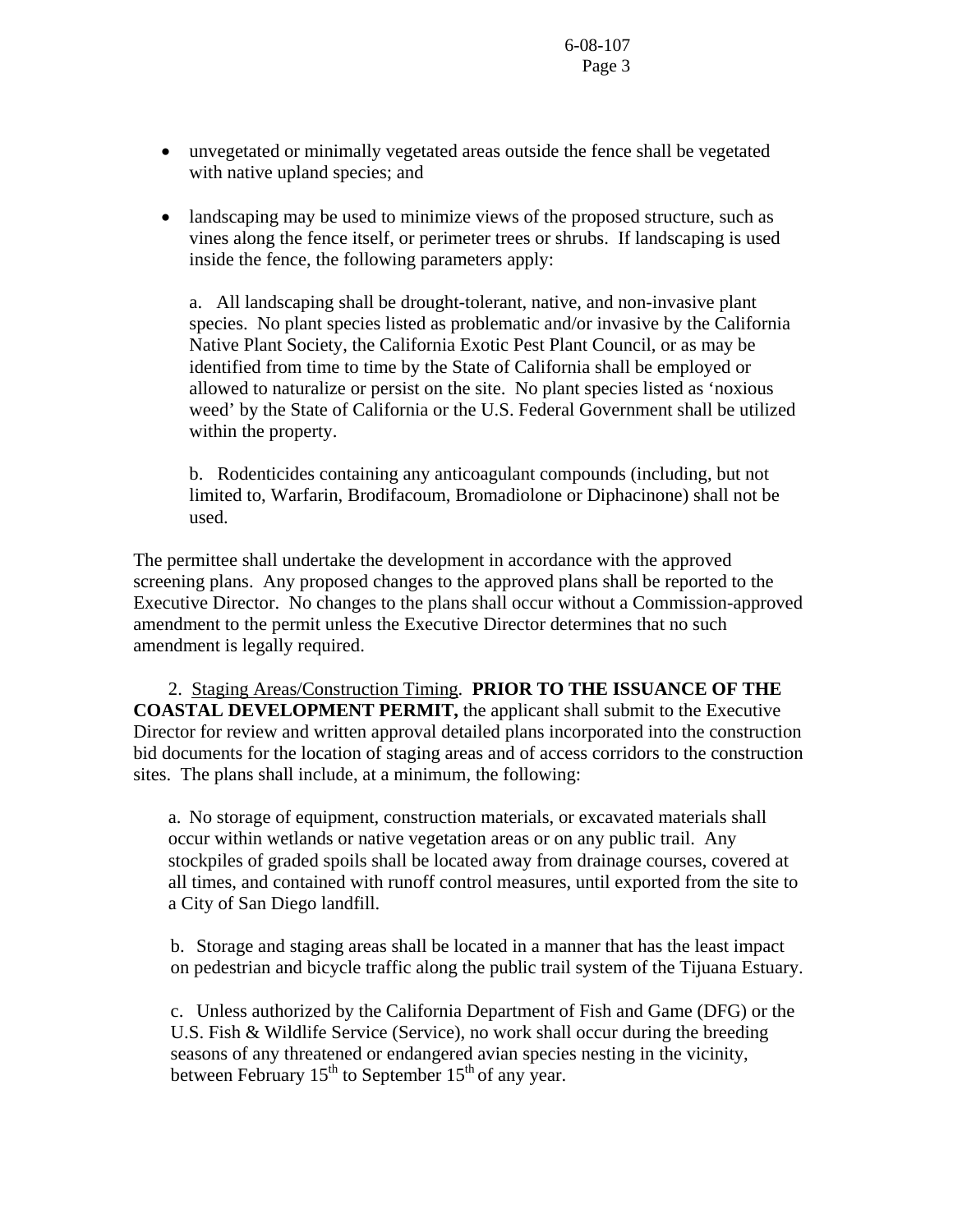- unvegetated or minimally vegetated areas outside the fence shall be vegetated with native upland species; and

- landscaping may be used to minimize views of the proposed structure, such as vines along the fence itself, or perimeter trees or shrubs. If landscaping is used inside the fence, the following parameters apply:

  a. All landscaping shall be drought-tolerant, native, and non-invasive plant species. No plant species listed as problematic and/or invasive by the California Native Plant Society, the California Exotic Pest Plant Council, or as may be identified from time to time by the State of California shall be employed or allowed to naturalize or persist on the site. No plant species listed as 'noxious weed' by the State of California or the U.S. Federal Government shall be utilized within the property.

  b. Rodenticides containing any anticoagulant compounds (including, but not limited to, Warfarin, Brodifacoum, Bromadiolone or Diphacinone) shall not be used.

The permittee shall undertake the development in accordance with the approved screening plans. Any proposed changes to the approved plans shall be reported to the Executive Director. No changes to the plans shall occur without a Commission-approved amendment to the permit unless the Executive Director determines that no such amendment is legally required.

2. Staging Areas/Construction Timing. **PRIOR TO THE ISSUANCE OF THE COASTAL DEVELOPMENT PERMIT,** the applicant shall submit to the Executive Director for review and written approval detailed plans incorporated into the construction bid documents for the location of staging areas and of access corridors to the construction sites. The plans shall include, at a minimum, the following:

a. No storage of equipment, construction materials, or excavated materials shall occur within wetlands or native vegetation areas or on any public trail. Any stockpiles of graded spoils shall be located away from drainage courses, covered at all times, and contained with runoff control measures, until exported from the site to a City of San Diego landfill.

b. Storage and staging areas shall be located in a manner that has the least impact on pedestrian and bicycle traffic along the public trail system of the Tijuana Estuary.

c. Unless authorized by the California Department of Fish and Game (DFG) or the U.S. Fish & Wildlife Service (Service), no work shall occur during the breeding seasons of any threatened or endangered avian species nesting in the vicinity, between February 15th to September 15th of any year.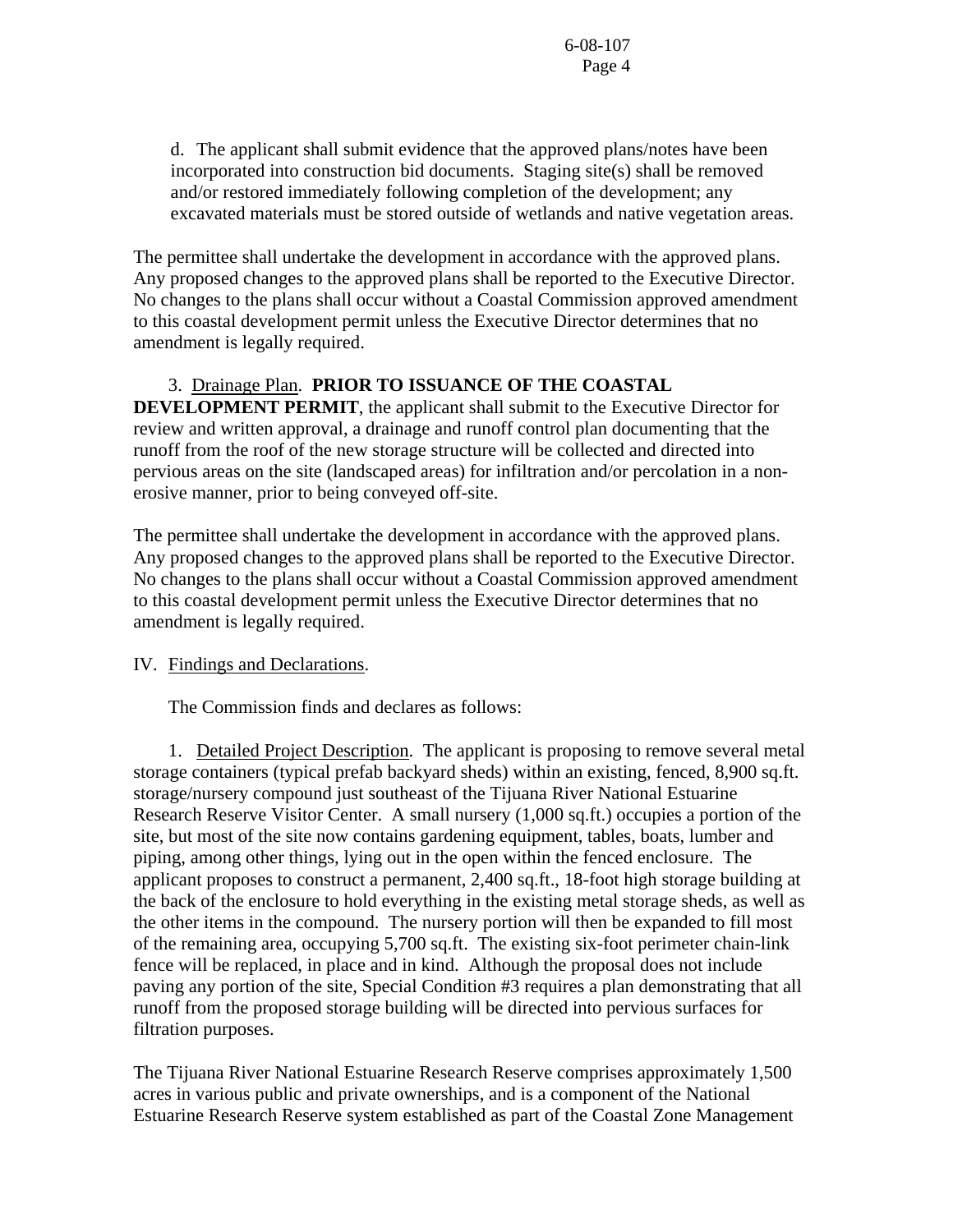d. The applicant shall submit evidence that the approved plans/notes have been incorporated into construction bid documents. Staging site(s) shall be removed and/or restored immediately following completion of the development; any excavated materials must be stored outside of wetlands and native vegetation areas.

The permittee shall undertake the development in accordance with the approved plans. Any proposed changes to the approved plans shall be reported to the Executive Director. No changes to the plans shall occur without a Coastal Commission approved amendment to this coastal development permit unless the Executive Director determines that no amendment is legally required.

3. Drainage Plan. **PRIOR TO ISSUANCE OF THE COASTAL DEVELOPMENT PERMIT**, the applicant shall submit to the Executive Director for review and written approval, a drainage and runoff control plan documenting that the runoff from the roof of the new storage structure will be collected and directed into pervious areas on the site (landscaped areas) for infiltration and/or percolation in a non-erosive manner, prior to being conveyed off-site.

The permittee shall undertake the development in accordance with the approved plans. Any proposed changes to the approved plans shall be reported to the Executive Director. No changes to the plans shall occur without a Coastal Commission approved amendment to this coastal development permit unless the Executive Director determines that no amendment is legally required.

IV. Findings and Declarations.

The Commission finds and declares as follows:

1. Detailed Project Description. The applicant is proposing to remove several metal storage containers (typical prefab backyard sheds) within an existing, fenced, 8,900 sq.ft. storage/nursery compound just southeast of the Tijuana River National Estuarine Research Reserve Visitor Center. A small nursery (1,000 sq.ft.) occupies a portion of the site, but most of the site now contains gardening equipment, tables, boats, lumber and piping, among other things, lying out in the open within the fenced enclosure. The applicant proposes to construct a permanent, 2,400 sq.ft., 18-foot high storage building at the back of the enclosure to hold everything in the existing metal storage sheds, as well as the other items in the compound. The nursery portion will then be expanded to fill most of the remaining area, occupying 5,700 sq.ft. The existing six-foot perimeter chain-link fence will be replaced, in place and in kind. Although the proposal does not include paving any portion of the site, Special Condition #3 requires a plan demonstrating that all runoff from the proposed storage building will be directed into pervious surfaces for filtration purposes.

The Tijuana River National Estuarine Research Reserve comprises approximately 1,500 acres in various public and private ownerships, and is a component of the National Estuarine Research Reserve system established as part of the Coastal Zone Management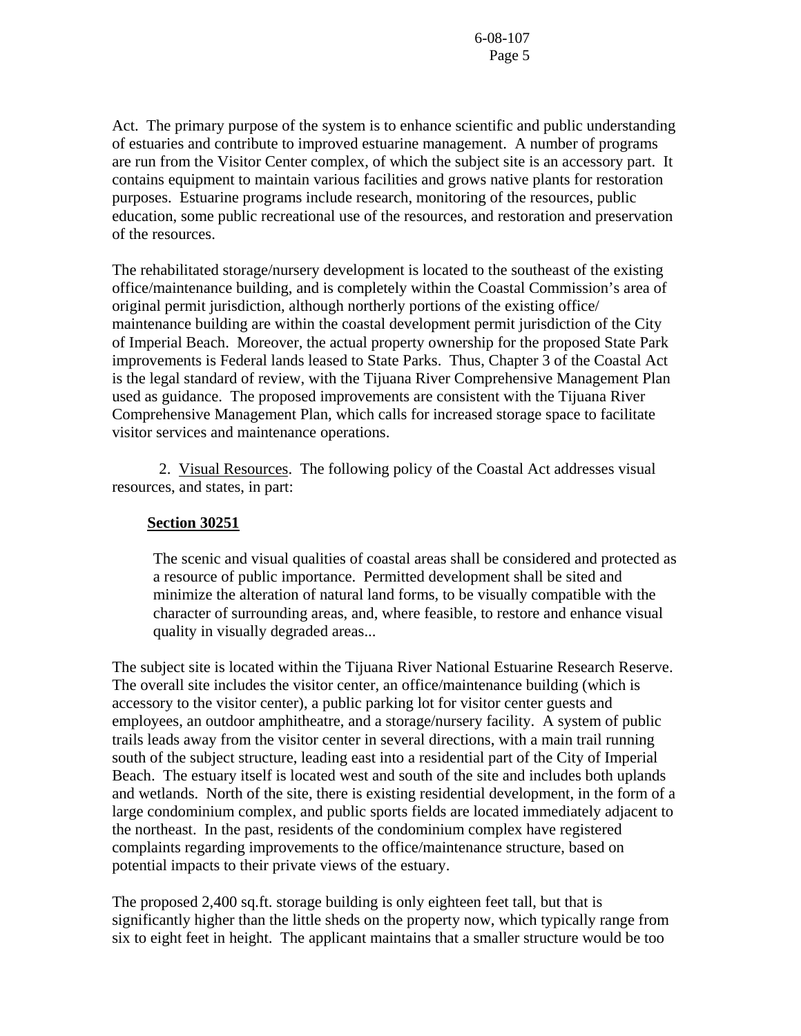Act. The primary purpose of the system is to enhance scientific and public understanding of estuaries and contribute to improved estuarine management. A number of programs are run from the Visitor Center complex, of which the subject site is an accessory part. It contains equipment to maintain various facilities and grows native plants for restoration purposes. Estuarine programs include research, monitoring of the resources, public education, some public recreational use of the resources, and restoration and preservation of the resources.

The rehabilitated storage/nursery development is located to the southeast of the existing office/maintenance building, and is completely within the Coastal Commission's area of original permit jurisdiction, although northerly portions of the existing office/ maintenance building are within the coastal development permit jurisdiction of the City of Imperial Beach. Moreover, the actual property ownership for the proposed State Park improvements is Federal lands leased to State Parks. Thus, Chapter 3 of the Coastal Act is the legal standard of review, with the Tijuana River Comprehensive Management Plan used as guidance. The proposed improvements are consistent with the Tijuana River Comprehensive Management Plan, which calls for increased storage space to facilitate visitor services and maintenance operations.

2. Visual Resources. The following policy of the Coastal Act addresses visual resources, and states, in part:

**Section 30251**

> The scenic and visual qualities of coastal areas shall be considered and protected as a resource of public importance. Permitted development shall be sited and minimize the alteration of natural land forms, to be visually compatible with the character of surrounding areas, and, where feasible, to restore and enhance visual quality in visually degraded areas...

The subject site is located within the Tijuana River National Estuarine Research Reserve. The overall site includes the visitor center, an office/maintenance building (which is accessory to the visitor center), a public parking lot for visitor center guests and employees, an outdoor amphitheatre, and a storage/nursery facility. A system of public trails leads away from the visitor center in several directions, with a main trail running south of the subject structure, leading east into a residential part of the City of Imperial Beach. The estuary itself is located west and south of the site and includes both uplands and wetlands. North of the site, there is existing residential development, in the form of a large condominium complex, and public sports fields are located immediately adjacent to the northeast. In the past, residents of the condominium complex have registered complaints regarding improvements to the office/maintenance structure, based on potential impacts to their private views of the estuary.

The proposed 2,400 sq.ft. storage building is only eighteen feet tall, but that is significantly higher than the little sheds on the property now, which typically range from six to eight feet in height. The applicant maintains that a smaller structure would be too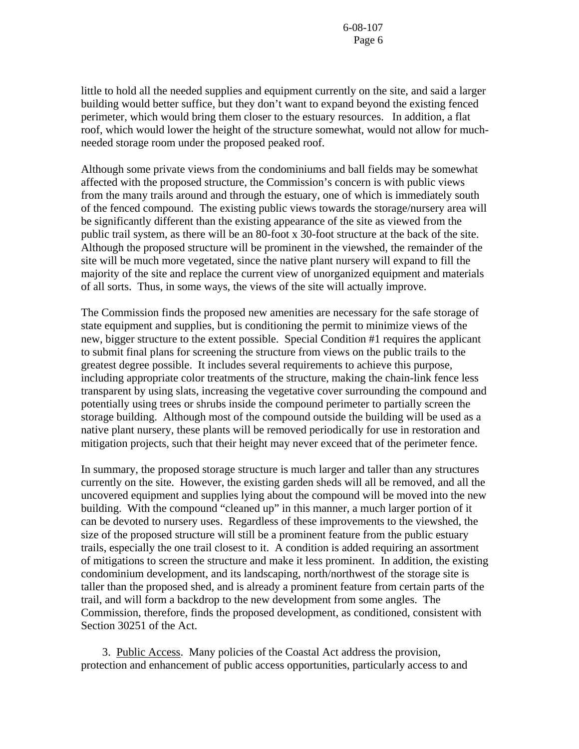little to hold all the needed supplies and equipment currently on the site, and said a larger building would better suffice, but they don't want to expand beyond the existing fenced perimeter, which would bring them closer to the estuary resources. In addition, a flat roof, which would lower the height of the structure somewhat, would not allow for much-needed storage room under the proposed peaked roof.

Although some private views from the condominiums and ball fields may be somewhat affected with the proposed structure, the Commission's concern is with public views from the many trails around and through the estuary, one of which is immediately south of the fenced compound. The existing public views towards the storage/nursery area will be significantly different than the existing appearance of the site as viewed from the public trail system, as there will be an 80-foot x 30-foot structure at the back of the site. Although the proposed structure will be prominent in the viewshed, the remainder of the site will be much more vegetated, since the native plant nursery will expand to fill the majority of the site and replace the current view of unorganized equipment and materials of all sorts. Thus, in some ways, the views of the site will actually improve.

The Commission finds the proposed new amenities are necessary for the safe storage of state equipment and supplies, but is conditioning the permit to minimize views of the new, bigger structure to the extent possible. Special Condition #1 requires the applicant to submit final plans for screening the structure from views on the public trails to the greatest degree possible. It includes several requirements to achieve this purpose, including appropriate color treatments of the structure, making the chain-link fence less transparent by using slats, increasing the vegetative cover surrounding the compound and potentially using trees or shrubs inside the compound perimeter to partially screen the storage building. Although most of the compound outside the building will be used as a native plant nursery, these plants will be removed periodically for use in restoration and mitigation projects, such that their height may never exceed that of the perimeter fence.

In summary, the proposed storage structure is much larger and taller than any structures currently on the site. However, the existing garden sheds will all be removed, and all the uncovered equipment and supplies lying about the compound will be moved into the new building. With the compound "cleaned up" in this manner, a much larger portion of it can be devoted to nursery uses. Regardless of these improvements to the viewshed, the size of the proposed structure will still be a prominent feature from the public estuary trails, especially the one trail closest to it. A condition is added requiring an assortment of mitigations to screen the structure and make it less prominent. In addition, the existing condominium development, and its landscaping, north/northwest of the storage site is taller than the proposed shed, and is already a prominent feature from certain parts of the trail, and will form a backdrop to the new development from some angles. The Commission, therefore, finds the proposed development, as conditioned, consistent with Section 30251 of the Act.

3. Public Access. Many policies of the Coastal Act address the provision, protection and enhancement of public access opportunities, particularly access to and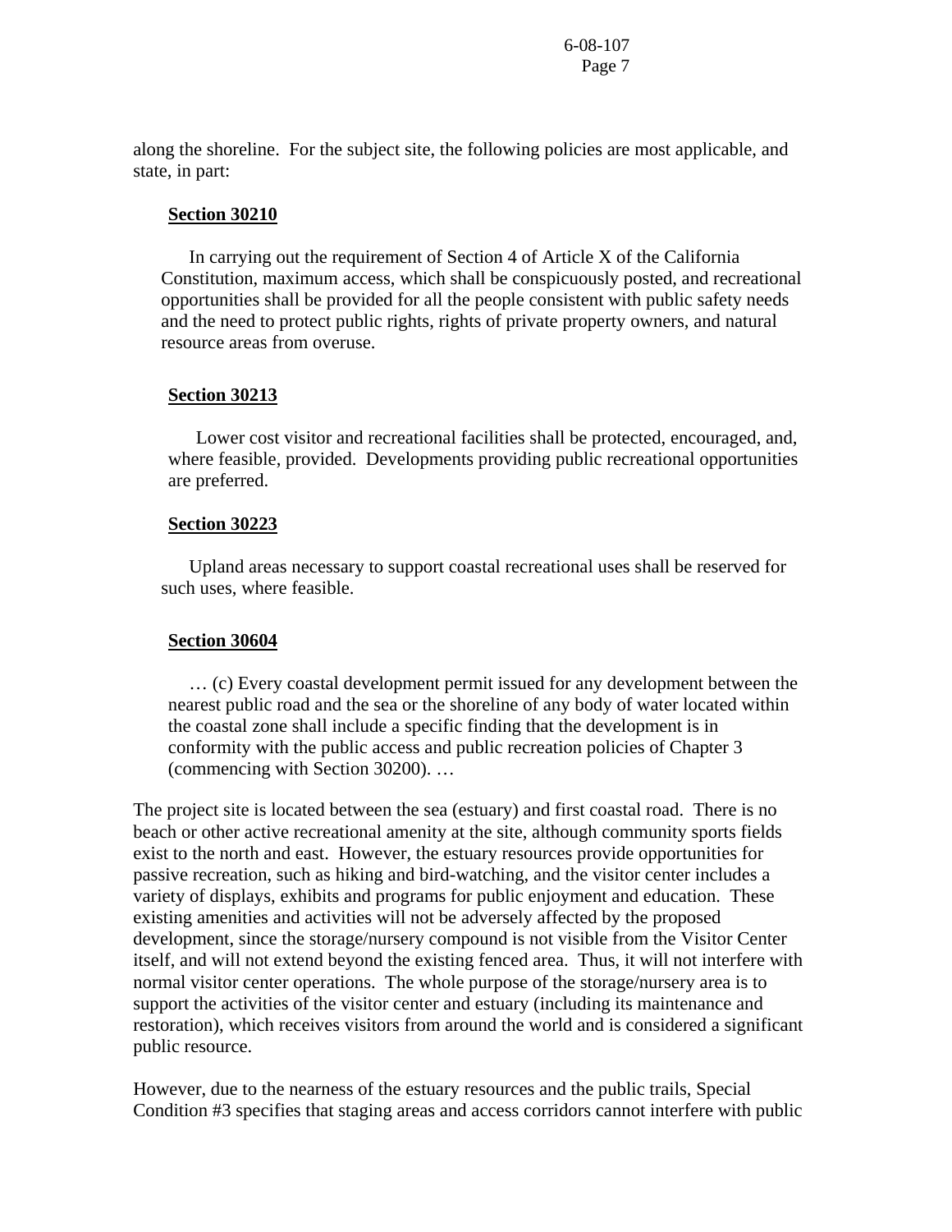along the shoreline. For the subject site, the following policies are most applicable, and state, in part:

> **Section 30210**
>
> In carrying out the requirement of Section 4 of Article X of the California Constitution, maximum access, which shall be conspicuously posted, and recreational opportunities shall be provided for all the people consistent with public safety needs and the need to protect public rights, rights of private property owners, and natural resource areas from overuse.
>
> **Section 30213**
>
> Lower cost visitor and recreational facilities shall be protected, encouraged, and, where feasible, provided. Developments providing public recreational opportunities are preferred.
>
> **Section 30223**
>
> Upland areas necessary to support coastal recreational uses shall be reserved for such uses, where feasible.
>
> **Section 30604**
>
> … (c) Every coastal development permit issued for any development between the nearest public road and the sea or the shoreline of any body of water located within the coastal zone shall include a specific finding that the development is in conformity with the public access and public recreation policies of Chapter 3 (commencing with Section 30200). …

The project site is located between the sea (estuary) and first coastal road. There is no beach or other active recreational amenity at the site, although community sports fields exist to the north and east. However, the estuary resources provide opportunities for passive recreation, such as hiking and bird-watching, and the visitor center includes a variety of displays, exhibits and programs for public enjoyment and education. These existing amenities and activities will not be adversely affected by the proposed development, since the storage/nursery compound is not visible from the Visitor Center itself, and will not extend beyond the existing fenced area. Thus, it will not interfere with normal visitor center operations. The whole purpose of the storage/nursery area is to support the activities of the visitor center and estuary (including its maintenance and restoration), which receives visitors from around the world and is considered a significant public resource.

However, due to the nearness of the estuary resources and the public trails, Special Condition #3 specifies that staging areas and access corridors cannot interfere with public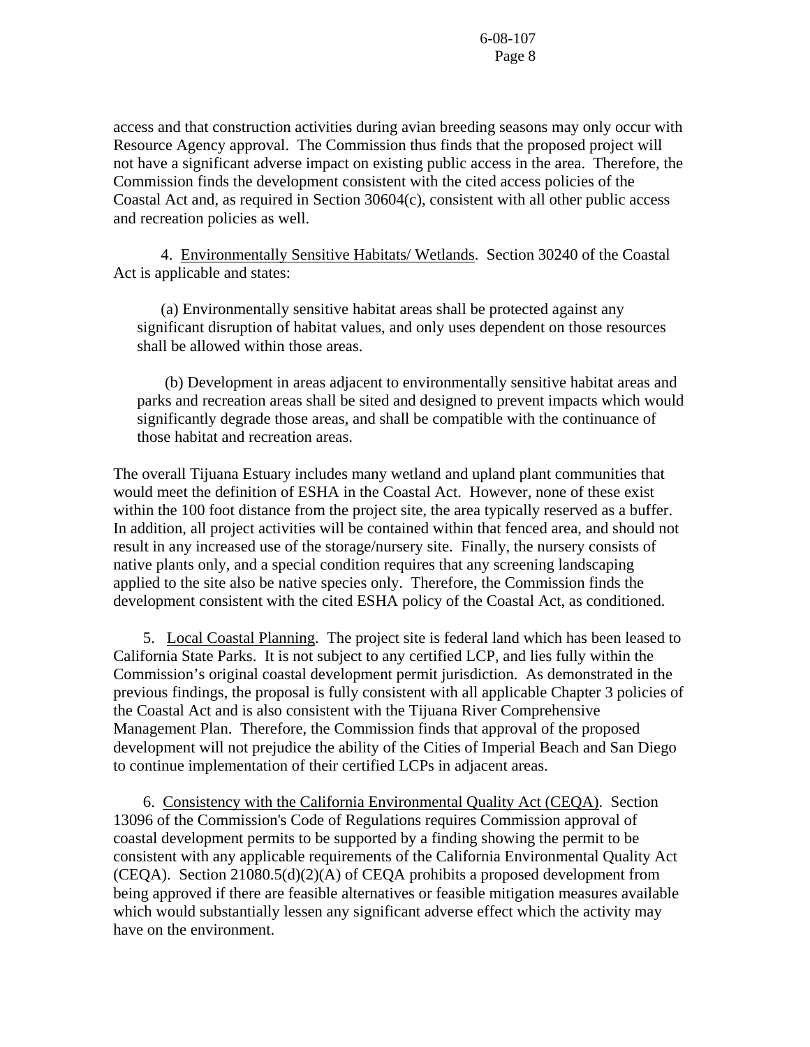access and that construction activities during avian breeding seasons may only occur with Resource Agency approval. The Commission thus finds that the proposed project will not have a significant adverse impact on existing public access in the area. Therefore, the Commission finds the development consistent with the cited access policies of the Coastal Act and, as required in Section 30604(c), consistent with all other public access and recreation policies as well.

4. Environmentally Sensitive Habitats/ Wetlands. Section 30240 of the Coastal Act is applicable and states:

> (a) Environmentally sensitive habitat areas shall be protected against any significant disruption of habitat values, and only uses dependent on those resources shall be allowed within those areas.
>
> (b) Development in areas adjacent to environmentally sensitive habitat areas and parks and recreation areas shall be sited and designed to prevent impacts which would significantly degrade those areas, and shall be compatible with the continuance of those habitat and recreation areas.

The overall Tijuana Estuary includes many wetland and upland plant communities that would meet the definition of ESHA in the Coastal Act. However, none of these exist within the 100 foot distance from the project site, the area typically reserved as a buffer. In addition, all project activities will be contained within that fenced area, and should not result in any increased use of the storage/nursery site. Finally, the nursery consists of native plants only, and a special condition requires that any screening landscaping applied to the site also be native species only. Therefore, the Commission finds the development consistent with the cited ESHA policy of the Coastal Act, as conditioned.

5. Local Coastal Planning. The project site is federal land which has been leased to California State Parks. It is not subject to any certified LCP, and lies fully within the Commission's original coastal development permit jurisdiction. As demonstrated in the previous findings, the proposal is fully consistent with all applicable Chapter 3 policies of the Coastal Act and is also consistent with the Tijuana River Comprehensive Management Plan. Therefore, the Commission finds that approval of the proposed development will not prejudice the ability of the Cities of Imperial Beach and San Diego to continue implementation of their certified LCPs in adjacent areas.

6. Consistency with the California Environmental Quality Act (CEQA). Section 13096 of the Commission's Code of Regulations requires Commission approval of coastal development permits to be supported by a finding showing the permit to be consistent with any applicable requirements of the California Environmental Quality Act (CEQA). Section 21080.5(d)(2)(A) of CEQA prohibits a proposed development from being approved if there are feasible alternatives or feasible mitigation measures available which would substantially lessen any significant adverse effect which the activity may have on the environment.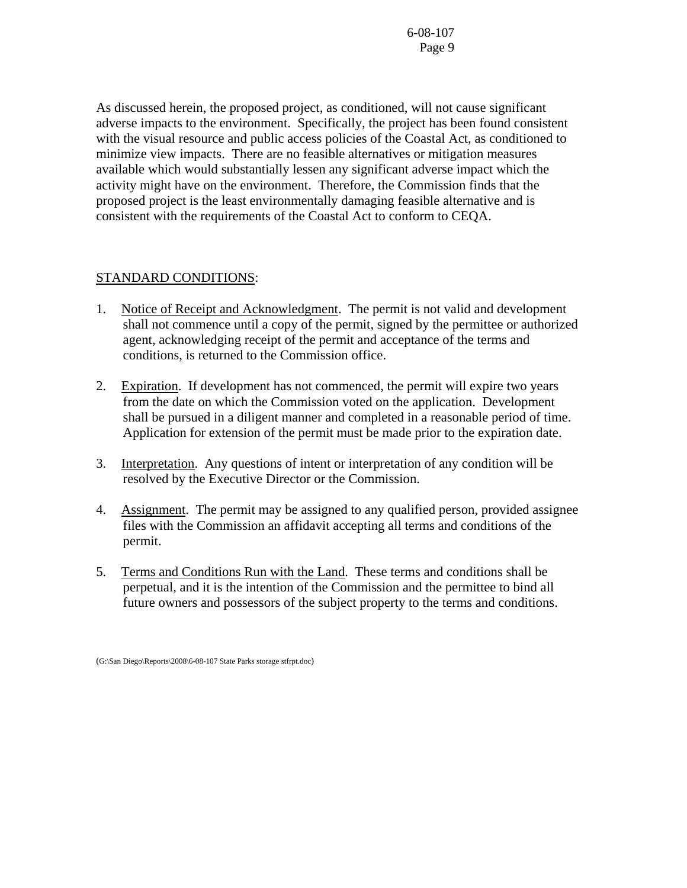As discussed herein, the proposed project, as conditioned, will not cause significant adverse impacts to the environment. Specifically, the project has been found consistent with the visual resource and public access policies of the Coastal Act, as conditioned to minimize view impacts. There are no feasible alternatives or mitigation measures available which would substantially lessen any significant adverse impact which the activity might have on the environment. Therefore, the Commission finds that the proposed project is the least environmentally damaging feasible alternative and is consistent with the requirements of the Coastal Act to conform to CEQA.

STANDARD CONDITIONS:

1. Notice of Receipt and Acknowledgment. The permit is not valid and development shall not commence until a copy of the permit, signed by the permittee or authorized agent, acknowledging receipt of the permit and acceptance of the terms and conditions, is returned to the Commission office.

2. Expiration. If development has not commenced, the permit will expire two years from the date on which the Commission voted on the application. Development shall be pursued in a diligent manner and completed in a reasonable period of time. Application for extension of the permit must be made prior to the expiration date.

3. Interpretation. Any questions of intent or interpretation of any condition will be resolved by the Executive Director or the Commission.

4. Assignment. The permit may be assigned to any qualified person, provided assignee files with the Commission an affidavit accepting all terms and conditions of the permit.

5. Terms and Conditions Run with the Land. These terms and conditions shall be perpetual, and it is the intention of the Commission and the permittee to bind all future owners and possessors of the subject property to the terms and conditions.

(G:\San Diego\Reports\2008\6-08-107 State Parks storage stfrpt.doc)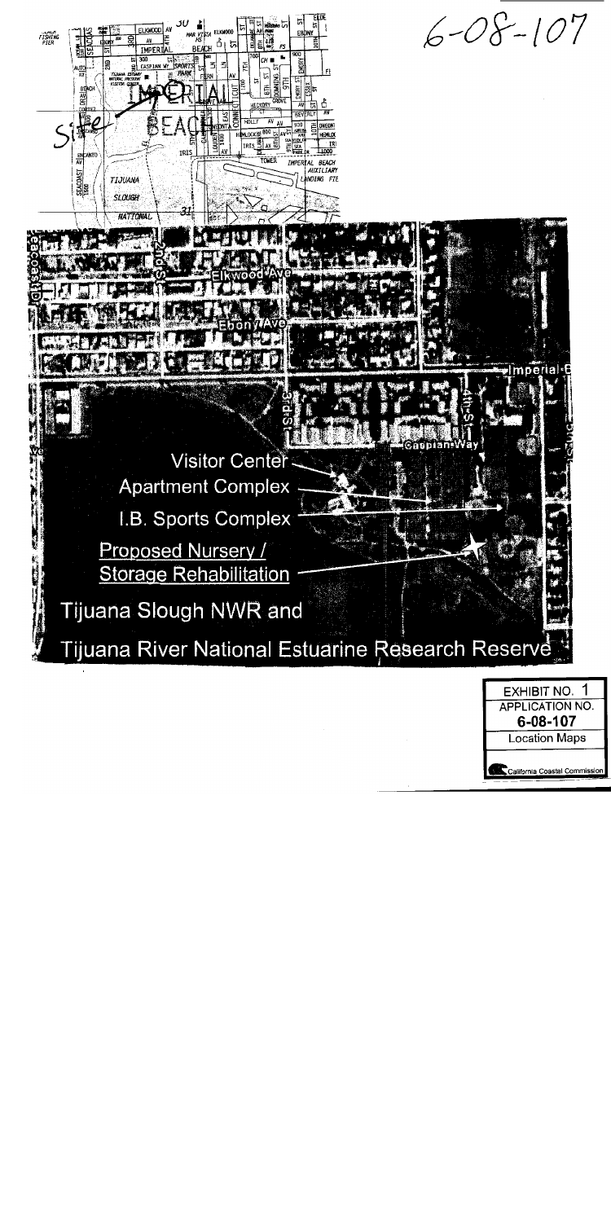6-08-107

Site

Visitor Center

Apartment Complex

I.B. Sports Complex

Proposed Nursery / Storage Rehabilitation

Tijuana Slough NWR and

Tijuana River National Estuarine Research Reserve

| EXHIBIT NO. 1 |
| --- |
| APPLICATION NO. 6-08-107 |
| Location Maps |
| California Coastal Commission |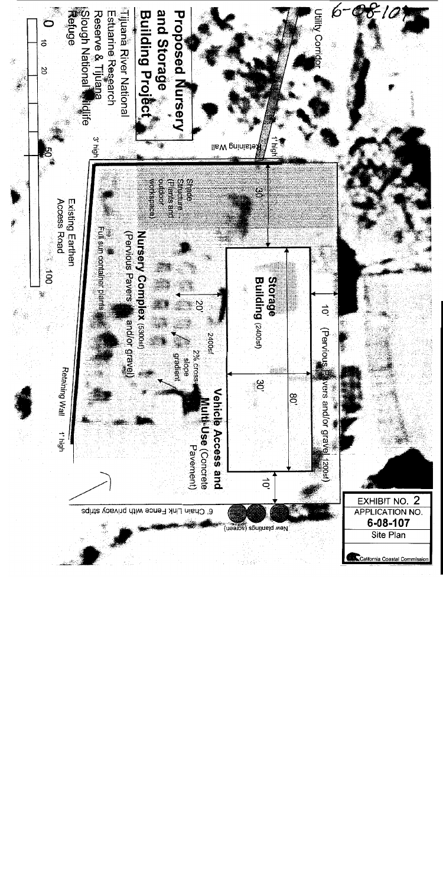6-08-107

# Proposed Nursery and Storage Building Project

Tijuana River National Estuarine Research Reserve & Tijuana Slough National Wildlife Refuge

0 10 20 50 100

Utility Corridor

1' high Retaining Wall

3' high

30'

10'

(Pervious Pavers and/or gravel 1200sf)

**Storage Building** (2400sf)

80'

30'

10'

Shade Structure (Plants and outdoor workspace)

**Nursery Complex** (5300sf) (Pervious Pavers and/or gravel)

20'

2400sf

2% cross slope gradient

**Vehicle Access and Multi-Use** (Concrete Pavement)

Full sun container plants

Existing Earthen Access Road

Retaining Wall 1' high

6' Chain Link Fence with privacy strips

New plantings (screen)

EXHIBIT NO. 2
APPLICATION NO.
6-08-107
Site Plan

California Coastal Commission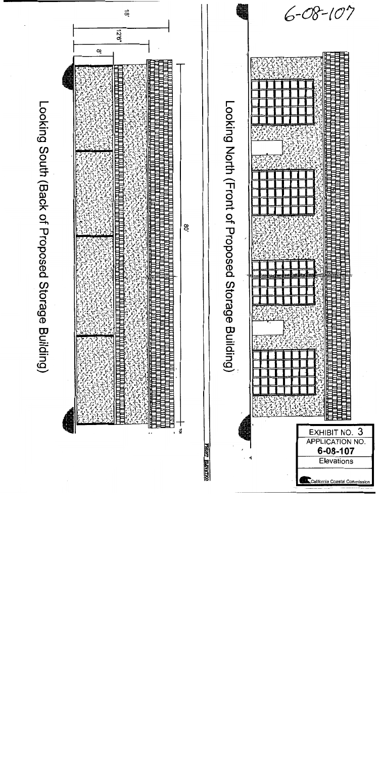6-08-107

Looking North (Front of Proposed Storage Building)

Looking South (Back of Proposed Storage Building)

18'

12'6"

8'

80'

FRONT ELEVATION

EXHIBIT NO. 3
APPLICATION NO.
**6-08-107**
Elevations

California Coastal Commission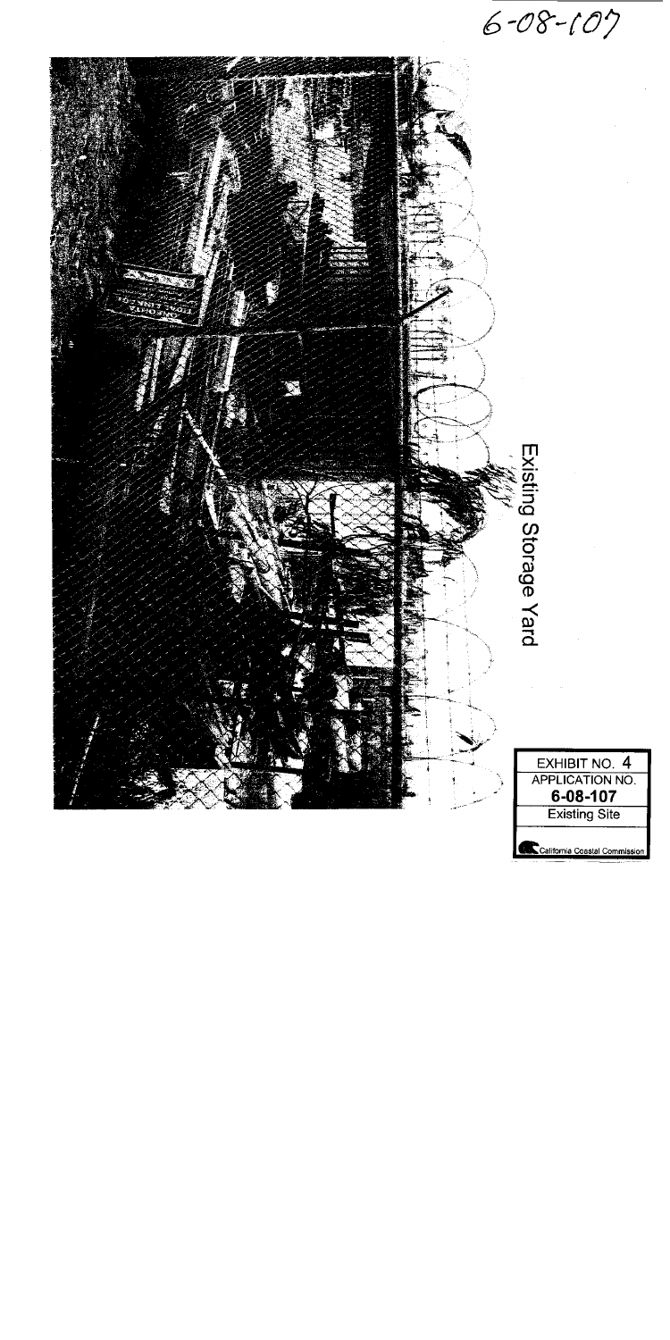6-08-107

Existing Storage Yard

EXHIBIT NO. 4
APPLICATION NO.
**6-08-107**
Existing Site

California Coastal Commission